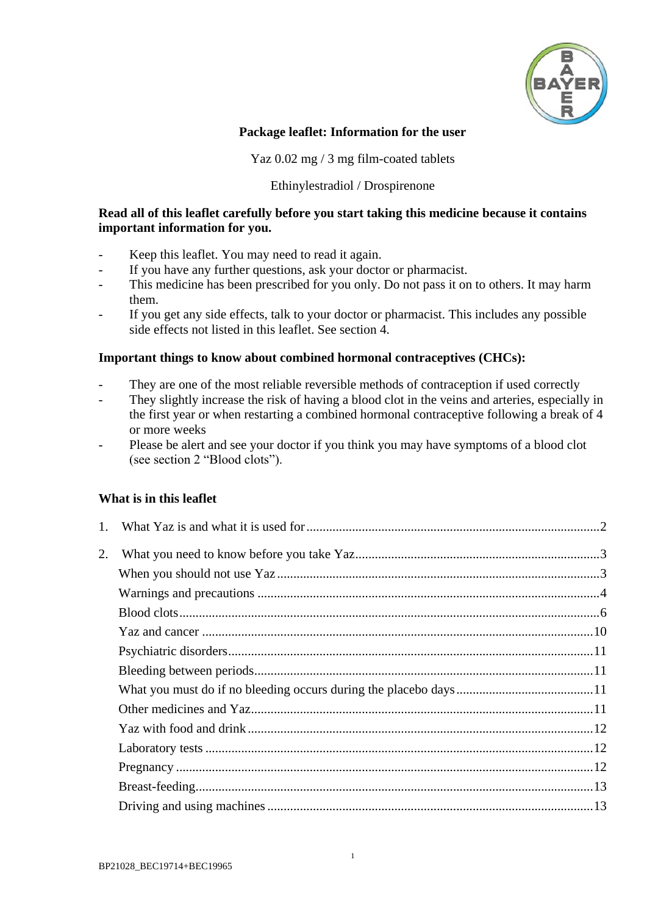# Package leaflet: Information for the user

Yaz 0.02 mg / 3 mg film-coated tablets

Ethinylestradiol / Drospirenone

**Read all of this leaflet carefully before you start taking this medicine because it contains important information for you.**

- Keep this leaflet. You may need to read it again.
- If you have any further questions, ask your doctor or pharmacist.
- This medicine has been prescribed for you only. Do not pass it on to others. It may harm them.
- If you get any side effects, talk to your doctor or pharmacist. This includes any possible side effects not listed in this leaflet. See section 4.

**Important things to know about combined hormonal contraceptives (CHCs):**

- They are one of the most reliable reversible methods of contraception if used correctly
- They slightly increase the risk of having a blood clot in the veins and arteries, especially in the first year or when restarting a combined hormonal contraceptive following a break of 4 or more weeks
- Please be alert and see your doctor if you think you may have symptoms of a blood clot (see section 2 "Blood clots").

**What is in this leaflet**

1. What Yaz is and what it is used for ........ 2
2. What you need to know before you take Yaz ........ 3
   - When you should not use Yaz ........ 3
   - Warnings and precautions ........ 4
   - Blood clots ........ 6
   - Yaz and cancer ........ 10
   - Psychiatric disorders ........ 11
   - Bleeding between periods ........ 11
   - What you must do if no bleeding occurs during the placebo days ........ 11
   - Other medicines and Yaz ........ 11
   - Yaz with food and drink ........ 12
   - Laboratory tests ........ 12
   - Pregnancy ........ 12
   - Breast-feeding ........ 13
   - Driving and using machines ........ 13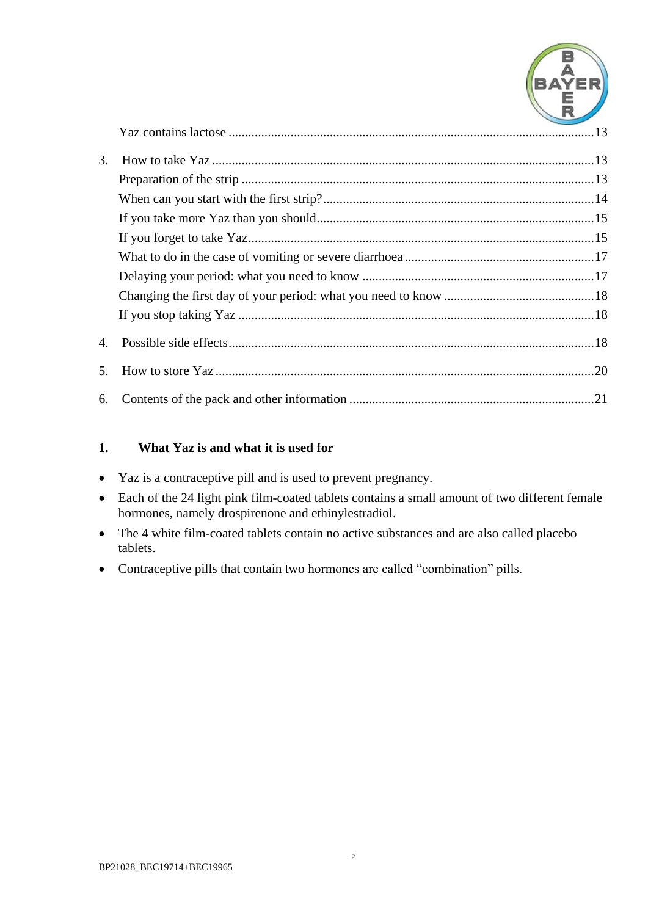Yaz contains lactose ............................................................................................................13

3. How to take Yaz ................................................................................................................13
   Preparation of the strip ........................................................................................................13
   When can you start with the first strip?................................................................................14
   If you take more Yaz than you should..................................................................................15
   If you forget to take Yaz.......................................................................................................15
   What to do in the case of vomiting or severe diarrhoea .......................................................17
   Delaying your period: what you need to know ....................................................................17
   Changing the first day of your period: what you need to know ..........................................18
   If you stop taking Yaz .........................................................................................................18

4. Possible side effects............................................................................................................18

5. How to store Yaz ................................................................................................................20

6. Contents of the pack and other information ........................................................................21

## 1. What Yaz is and what it is used for

- Yaz is a contraceptive pill and is used to prevent pregnancy.
- Each of the 24 light pink film-coated tablets contains a small amount of two different female hormones, namely drospirenone and ethinylestradiol.
- The 4 white film-coated tablets contain no active substances and are also called placebo tablets.
- Contraceptive pills that contain two hormones are called “combination” pills.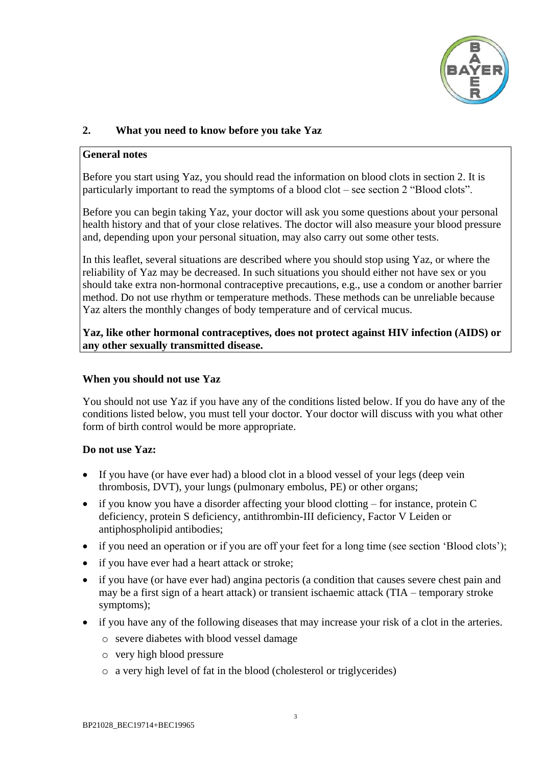## 2. What you need to know before you take Yaz

**General notes**

Before you start using Yaz, you should read the information on blood clots in section 2. It is particularly important to read the symptoms of a blood clot – see section 2 "Blood clots".

Before you can begin taking Yaz, your doctor will ask you some questions about your personal health history and that of your close relatives. The doctor will also measure your blood pressure and, depending upon your personal situation, may also carry out some other tests.

In this leaflet, several situations are described where you should stop using Yaz, or where the reliability of Yaz may be decreased. In such situations you should either not have sex or you should take extra non-hormonal contraceptive precautions, e.g., use a condom or another barrier method. Do not use rhythm or temperature methods. These methods can be unreliable because Yaz alters the monthly changes of body temperature and of cervical mucus.

**Yaz, like other hormonal contraceptives, does not protect against HIV infection (AIDS) or any other sexually transmitted disease.**

### When you should not use Yaz

You should not use Yaz if you have any of the conditions listed below. If you do have any of the conditions listed below, you must tell your doctor. Your doctor will discuss with you what other form of birth control would be more appropriate.

**Do not use Yaz:**

- If you have (or have ever had) a blood clot in a blood vessel of your legs (deep vein thrombosis, DVT), your lungs (pulmonary embolus, PE) or other organs;
- if you know you have a disorder affecting your blood clotting – for instance, protein C deficiency, protein S deficiency, antithrombin-III deficiency, Factor V Leiden or antiphospholipid antibodies;
- if you need an operation or if you are off your feet for a long time (see section 'Blood clots');
- if you have ever had a heart attack or stroke;
- if you have (or have ever had) angina pectoris (a condition that causes severe chest pain and may be a first sign of a heart attack) or transient ischaemic attack (TIA – temporary stroke symptoms);
- if you have any of the following diseases that may increase your risk of a clot in the arteries.
  - severe diabetes with blood vessel damage
  - very high blood pressure
  - a very high level of fat in the blood (cholesterol or triglycerides)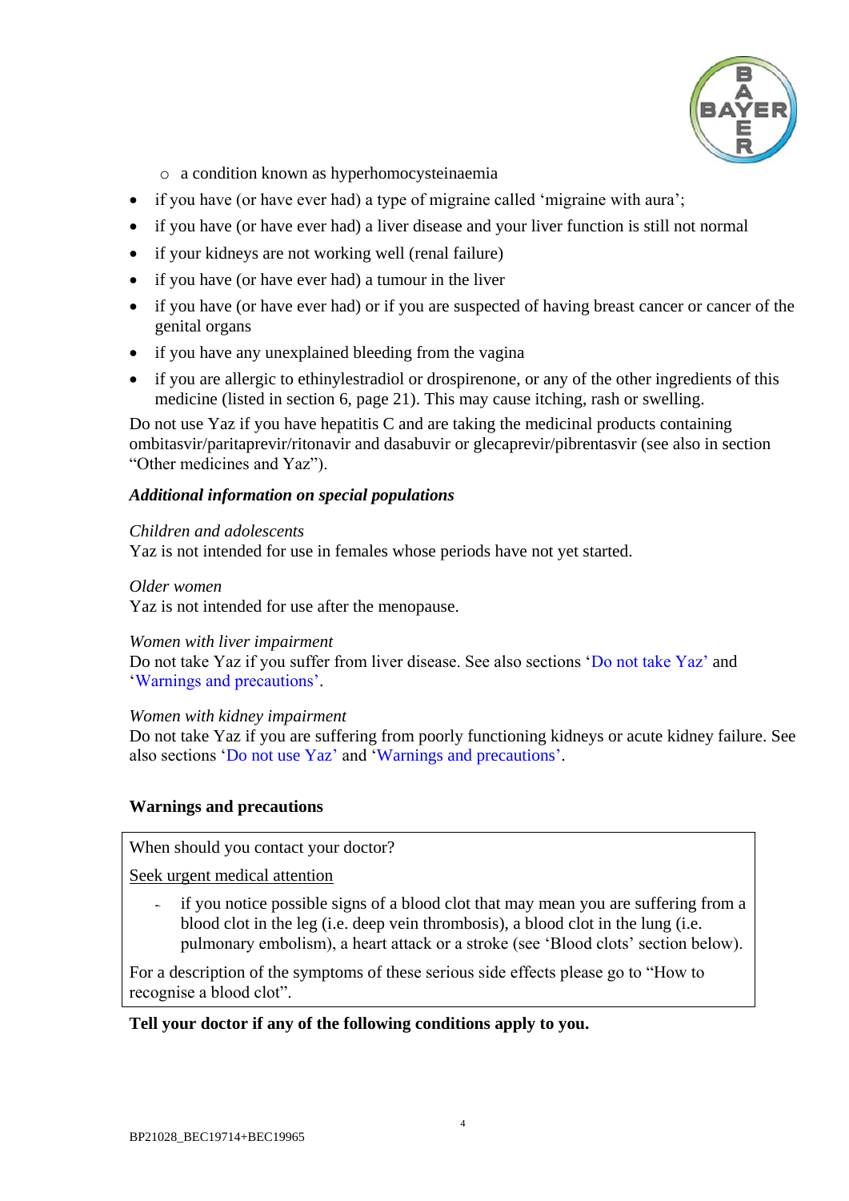- a condition known as hyperhomocysteinaemia
- if you have (or have ever had) a type of migraine called 'migraine with aura';
- if you have (or have ever had) a liver disease and your liver function is still not normal
- if your kidneys are not working well (renal failure)
- if you have (or have ever had) a tumour in the liver
- if you have (or have ever had) or if you are suspected of having breast cancer or cancer of the genital organs
- if you have any unexplained bleeding from the vagina
- if you are allergic to ethinylestradiol or drospirenone, or any of the other ingredients of this medicine (listed in section 6, page 21). This may cause itching, rash or swelling.

Do not use Yaz if you have hepatitis C and are taking the medicinal products containing ombitasvir/paritaprevir/ritonavir and dasabuvir or glecaprevir/pibrentasvir (see also in section "Other medicines and Yaz").

***Additional information on special populations***

*Children and adolescents*
Yaz is not intended for use in females whose periods have not yet started.

*Older women*
Yaz is not intended for use after the menopause.

*Women with liver impairment*
Do not take Yaz if you suffer from liver disease. See also sections 'Do not take Yaz' and 'Warnings and precautions'.

*Women with kidney impairment*
Do not take Yaz if you are suffering from poorly functioning kidneys or acute kidney failure. See also sections 'Do not use Yaz' and 'Warnings and precautions'.

**Warnings and precautions**

When should you contact your doctor?

Seek urgent medical attention

- if you notice possible signs of a blood clot that may mean you are suffering from a blood clot in the leg (i.e. deep vein thrombosis), a blood clot in the lung (i.e. pulmonary embolism), a heart attack or a stroke (see 'Blood clots' section below).

For a description of the symptoms of these serious side effects please go to "How to recognise a blood clot".

**Tell your doctor if any of the following conditions apply to you.**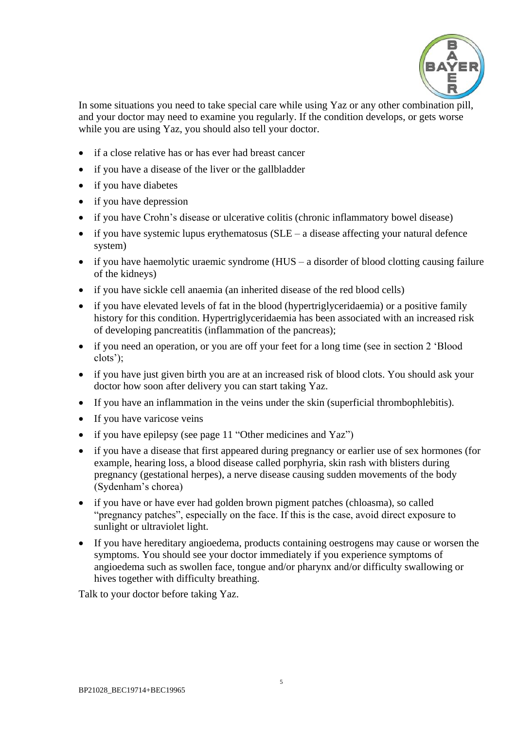In some situations you need to take special care while using Yaz or any other combination pill, and your doctor may need to examine you regularly. If the condition develops, or gets worse while you are using Yaz, you should also tell your doctor.

- if a close relative has or has ever had breast cancer
- if you have a disease of the liver or the gallbladder
- if you have diabetes
- if you have depression
- if you have Crohn's disease or ulcerative colitis (chronic inflammatory bowel disease)
- if you have systemic lupus erythematosus (SLE – a disease affecting your natural defence system)
- if you have haemolytic uraemic syndrome (HUS – a disorder of blood clotting causing failure of the kidneys)
- if you have sickle cell anaemia (an inherited disease of the red blood cells)
- if you have elevated levels of fat in the blood (hypertriglyceridaemia) or a positive family history for this condition. Hypertriglyceridaemia has been associated with an increased risk of developing pancreatitis (inflammation of the pancreas);
- if you need an operation, or you are off your feet for a long time (see in section 2 'Blood clots');
- if you have just given birth you are at an increased risk of blood clots. You should ask your doctor how soon after delivery you can start taking Yaz.
- If you have an inflammation in the veins under the skin (superficial thrombophlebitis).
- If you have varicose veins
- if you have epilepsy (see page 11 "Other medicines and Yaz")
- if you have a disease that first appeared during pregnancy or earlier use of sex hormones (for example, hearing loss, a blood disease called porphyria, skin rash with blisters during pregnancy (gestational herpes), a nerve disease causing sudden movements of the body (Sydenham's chorea)
- if you have or have ever had golden brown pigment patches (chloasma), so called "pregnancy patches", especially on the face. If this is the case, avoid direct exposure to sunlight or ultraviolet light.
- If you have hereditary angioedema, products containing oestrogens may cause or worsen the symptoms. You should see your doctor immediately if you experience symptoms of angioedema such as swollen face, tongue and/or pharynx and/or difficulty swallowing or hives together with difficulty breathing.

Talk to your doctor before taking Yaz.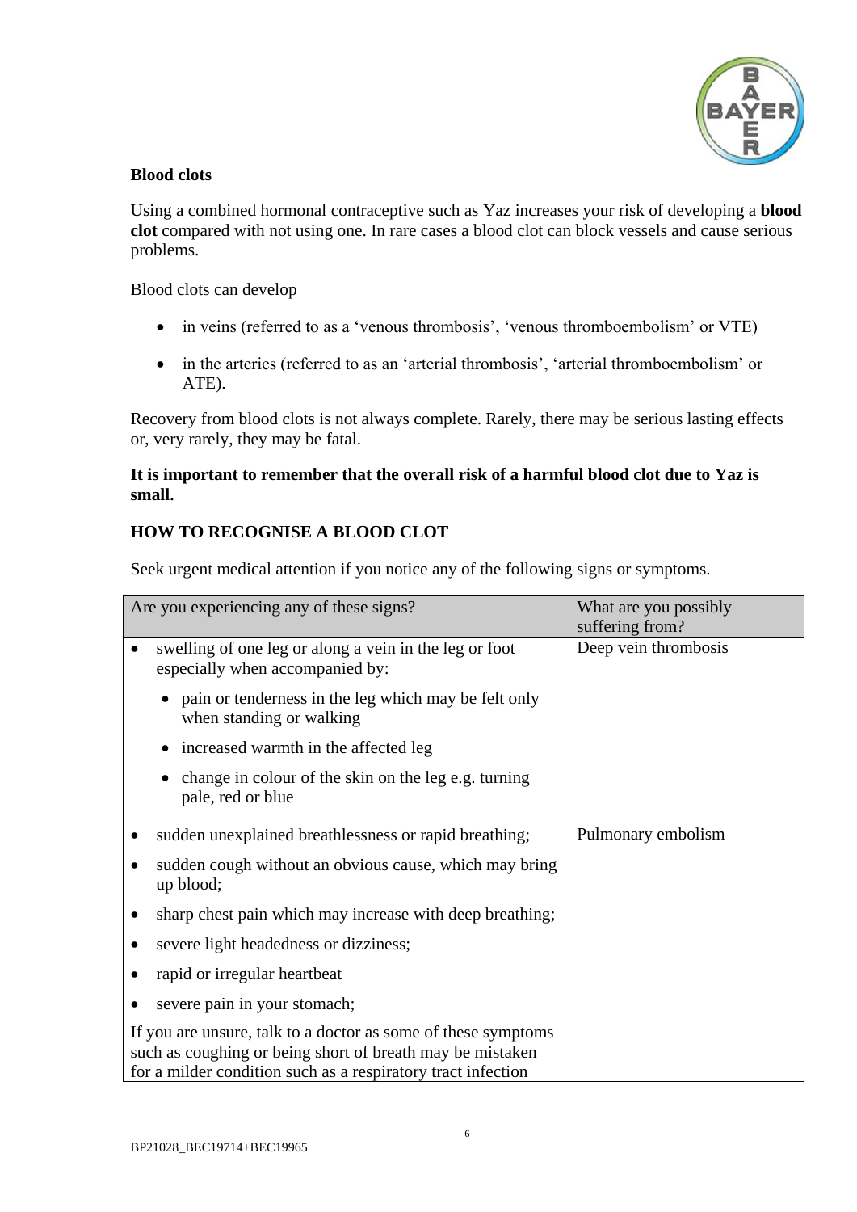**Blood clots**

Using a combined hormonal contraceptive such as Yaz increases your risk of developing a **blood clot** compared with not using one. In rare cases a blood clot can block vessels and cause serious problems.

Blood clots can develop

- in veins (referred to as a 'venous thrombosis', 'venous thromboembolism' or VTE)
- in the arteries (referred to as an 'arterial thrombosis', 'arterial thromboembolism' or ATE).

Recovery from blood clots is not always complete. Rarely, there may be serious lasting effects or, very rarely, they may be fatal.

**It is important to remember that the overall risk of a harmful blood clot due to Yaz is small.**

**HOW TO RECOGNISE A BLOOD CLOT**

Seek urgent medical attention if you notice any of the following signs or symptoms.

| Are you experiencing any of these signs? | What are you possibly suffering from? |
|---|---|
| • swelling of one leg or along a vein in the leg or foot especially when accompanied by:<br>  • pain or tenderness in the leg which may be felt only when standing or walking<br>  • increased warmth in the affected leg<br>  • change in colour of the skin on the leg e.g. turning pale, red or blue | Deep vein thrombosis |
| • sudden unexplained breathlessness or rapid breathing;<br>• sudden cough without an obvious cause, which may bring up blood;<br>• sharp chest pain which may increase with deep breathing;<br>• severe light headedness or dizziness;<br>• rapid or irregular heartbeat<br>• severe pain in your stomach;<br>If you are unsure, talk to a doctor as some of these symptoms such as coughing or being short of breath may be mistaken for a milder condition such as a respiratory tract infection | Pulmonary embolism |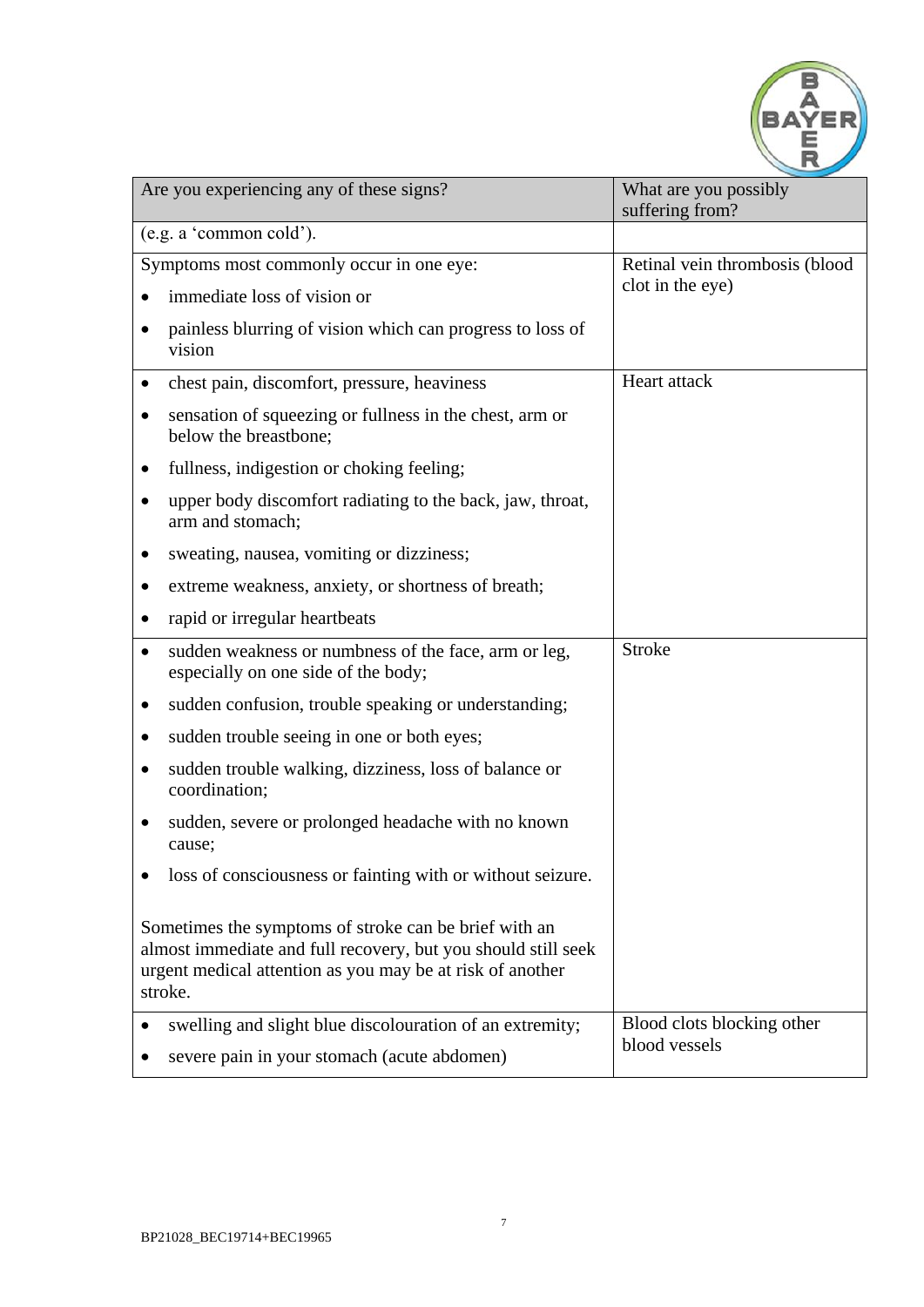| Are you experiencing any of these signs? | What are you possibly suffering from? |
|---|---|
| (e.g. a 'common cold'). | |
| Symptoms most commonly occur in one eye:<br>• immediate loss of vision or<br>• painless blurring of vision which can progress to loss of vision | Retinal vein thrombosis (blood clot in the eye) |
| • chest pain, discomfort, pressure, heaviness<br>• sensation of squeezing or fullness in the chest, arm or below the breastbone;<br>• fullness, indigestion or choking feeling;<br>• upper body discomfort radiating to the back, jaw, throat, arm and stomach;<br>• sweating, nausea, vomiting or dizziness;<br>• extreme weakness, anxiety, or shortness of breath;<br>• rapid or irregular heartbeats | Heart attack |
| • sudden weakness or numbness of the face, arm or leg, especially on one side of the body;<br>• sudden confusion, trouble speaking or understanding;<br>• sudden trouble seeing in one or both eyes;<br>• sudden trouble walking, dizziness, loss of balance or coordination;<br>• sudden, severe or prolonged headache with no known cause;<br>• loss of consciousness or fainting with or without seizure.<br><br>Sometimes the symptoms of stroke can be brief with an almost immediate and full recovery, but you should still seek urgent medical attention as you may be at risk of another stroke. | Stroke |
| • swelling and slight blue discolouration of an extremity;<br>• severe pain in your stomach (acute abdomen) | Blood clots blocking other blood vessels |

BP21028_BEC19714+BEC19965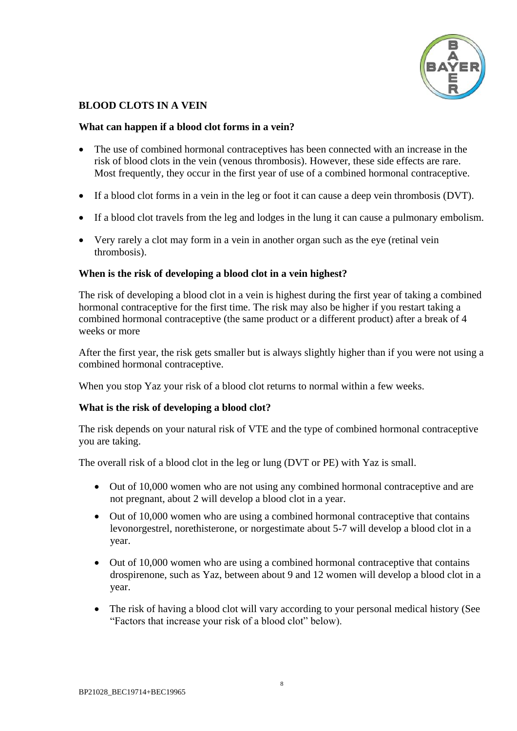## BLOOD CLOTS IN A VEIN

### What can happen if a blood clot forms in a vein?

- The use of combined hormonal contraceptives has been connected with an increase in the risk of blood clots in the vein (venous thrombosis). However, these side effects are rare. Most frequently, they occur in the first year of use of a combined hormonal contraceptive.
- If a blood clot forms in a vein in the leg or foot it can cause a deep vein thrombosis (DVT).
- If a blood clot travels from the leg and lodges in the lung it can cause a pulmonary embolism.
- Very rarely a clot may form in a vein in another organ such as the eye (retinal vein thrombosis).

### When is the risk of developing a blood clot in a vein highest?

The risk of developing a blood clot in a vein is highest during the first year of taking a combined hormonal contraceptive for the first time. The risk may also be higher if you restart taking a combined hormonal contraceptive (the same product or a different product) after a break of 4 weeks or more

After the first year, the risk gets smaller but is always slightly higher than if you were not using a combined hormonal contraceptive.

When you stop Yaz your risk of a blood clot returns to normal within a few weeks.

### What is the risk of developing a blood clot?

The risk depends on your natural risk of VTE and the type of combined hormonal contraceptive you are taking.

The overall risk of a blood clot in the leg or lung (DVT or PE) with Yaz is small.

- Out of 10,000 women who are not using any combined hormonal contraceptive and are not pregnant, about 2 will develop a blood clot in a year.
- Out of 10,000 women who are using a combined hormonal contraceptive that contains levonorgestrel, norethisterone, or norgestimate about 5-7 will develop a blood clot in a year.
- Out of 10,000 women who are using a combined hormonal contraceptive that contains drospirenone, such as Yaz, between about 9 and 12 women will develop a blood clot in a year.
- The risk of having a blood clot will vary according to your personal medical history (See "Factors that increase your risk of a blood clot" below).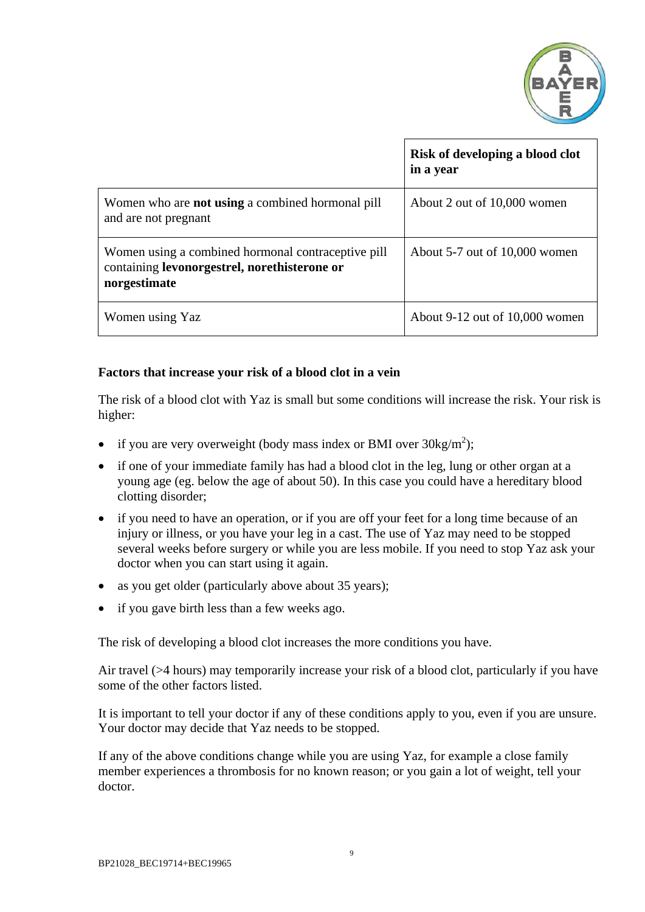| | **Risk of developing a blood clot in a year** |
|---|---|
| Women who are **not using** a combined hormonal pill and are not pregnant | About 2 out of 10,000 women |
| Women using a combined hormonal contraceptive pill containing **levonorgestrel, norethisterone or norgestimate** | About 5-7 out of 10,000 women |
| Women using Yaz | About 9-12 out of 10,000 women |

**Factors that increase your risk of a blood clot in a vein**

The risk of a blood clot with Yaz is small but some conditions will increase the risk. Your risk is higher:

- if you are very overweight (body mass index or BMI over $30kg/m^2$);
- if one of your immediate family has had a blood clot in the leg, lung or other organ at a young age (eg. below the age of about 50). In this case you could have a hereditary blood clotting disorder;
- if you need to have an operation, or if you are off your feet for a long time because of an injury or illness, or you have your leg in a cast. The use of Yaz may need to be stopped several weeks before surgery or while you are less mobile. If you need to stop Yaz ask your doctor when you can start using it again.
- as you get older (particularly above about 35 years);
- if you gave birth less than a few weeks ago.

The risk of developing a blood clot increases the more conditions you have.

Air travel (>4 hours) may temporarily increase your risk of a blood clot, particularly if you have some of the other factors listed.

It is important to tell your doctor if any of these conditions apply to you, even if you are unsure. Your doctor may decide that Yaz needs to be stopped.

If any of the above conditions change while you are using Yaz, for example a close family member experiences a thrombosis for no known reason; or you gain a lot of weight, tell your doctor.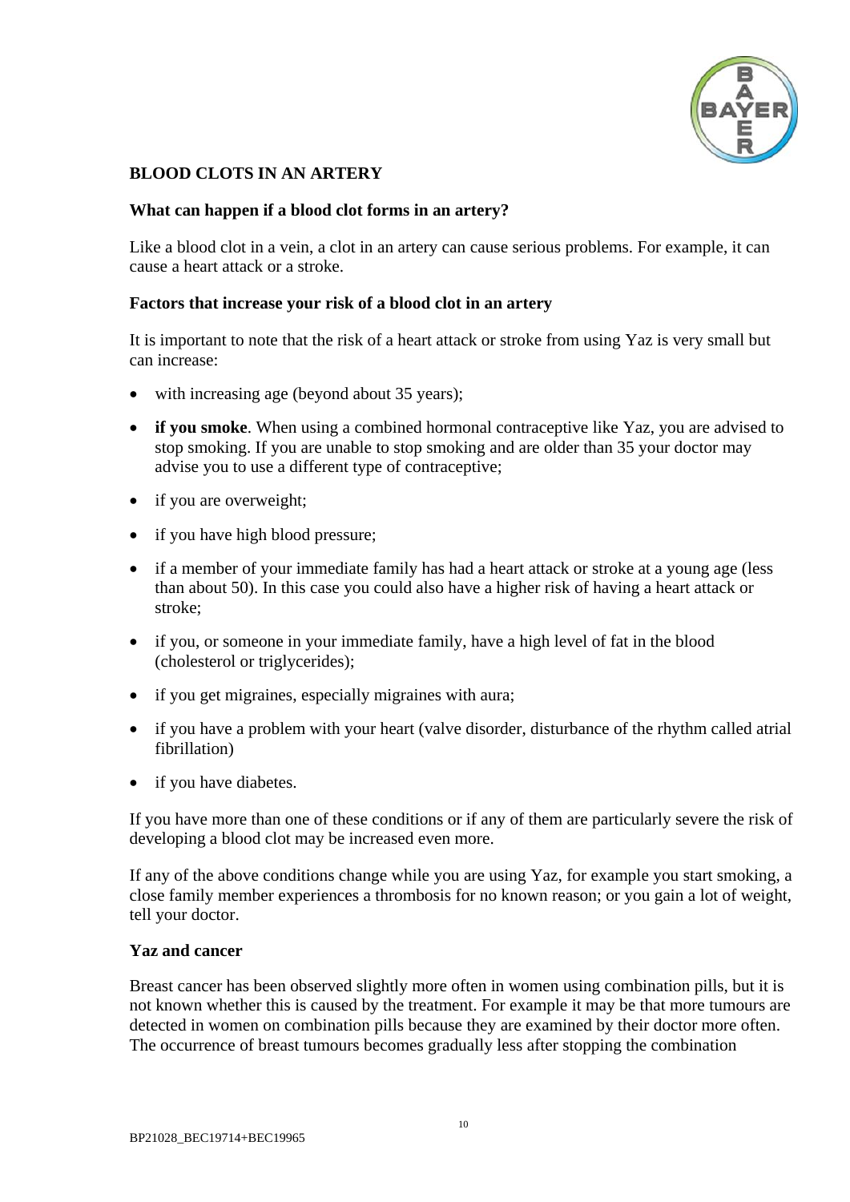**BLOOD CLOTS IN AN ARTERY**

**What can happen if a blood clot forms in an artery?**

Like a blood clot in a vein, a clot in an artery can cause serious problems. For example, it can cause a heart attack or a stroke.

**Factors that increase your risk of a blood clot in an artery**

It is important to note that the risk of a heart attack or stroke from using Yaz is very small but can increase:

- with increasing age (beyond about 35 years);
- **if you smoke**. When using a combined hormonal contraceptive like Yaz, you are advised to stop smoking. If you are unable to stop smoking and are older than 35 your doctor may advise you to use a different type of contraceptive;
- if you are overweight;
- if you have high blood pressure;
- if a member of your immediate family has had a heart attack or stroke at a young age (less than about 50). In this case you could also have a higher risk of having a heart attack or stroke;
- if you, or someone in your immediate family, have a high level of fat in the blood (cholesterol or triglycerides);
- if you get migraines, especially migraines with aura;
- if you have a problem with your heart (valve disorder, disturbance of the rhythm called atrial fibrillation)
- if you have diabetes.

If you have more than one of these conditions or if any of them are particularly severe the risk of developing a blood clot may be increased even more.

If any of the above conditions change while you are using Yaz, for example you start smoking, a close family member experiences a thrombosis for no known reason; or you gain a lot of weight, tell your doctor.

**Yaz and cancer**

Breast cancer has been observed slightly more often in women using combination pills, but it is not known whether this is caused by the treatment. For example it may be that more tumours are detected in women on combination pills because they are examined by their doctor more often. The occurrence of breast tumours becomes gradually less after stopping the combination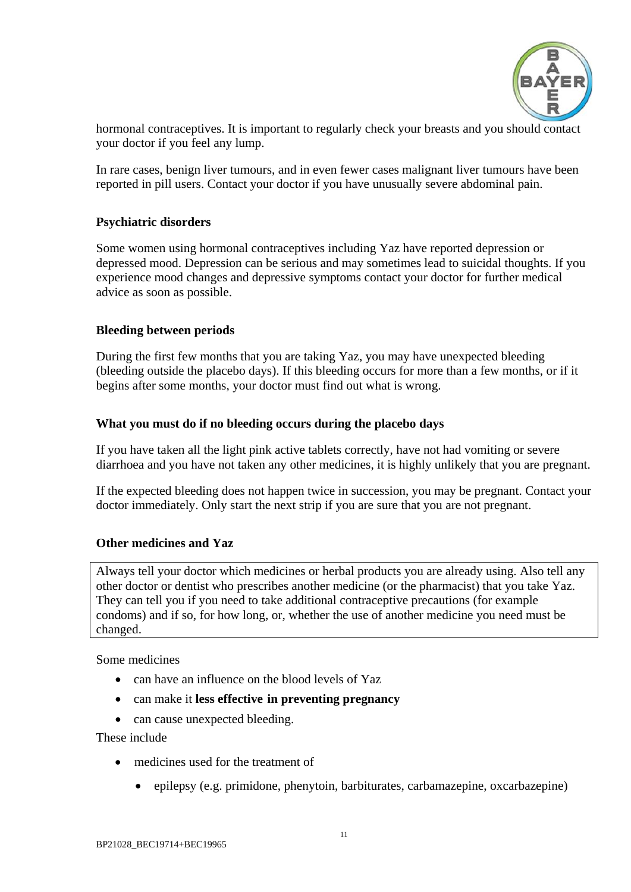hormonal contraceptives. It is important to regularly check your breasts and you should contact your doctor if you feel any lump.

In rare cases, benign liver tumours, and in even fewer cases malignant liver tumours have been reported in pill users. Contact your doctor if you have unusually severe abdominal pain.

**Psychiatric disorders**

Some women using hormonal contraceptives including Yaz have reported depression or depressed mood. Depression can be serious and may sometimes lead to suicidal thoughts. If you experience mood changes and depressive symptoms contact your doctor for further medical advice as soon as possible.

**Bleeding between periods**

During the first few months that you are taking Yaz, you may have unexpected bleeding (bleeding outside the placebo days). If this bleeding occurs for more than a few months, or if it begins after some months, your doctor must find out what is wrong.

**What you must do if no bleeding occurs during the placebo days**

If you have taken all the light pink active tablets correctly, have not had vomiting or severe diarrhoea and you have not taken any other medicines, it is highly unlikely that you are pregnant.

If the expected bleeding does not happen twice in succession, you may be pregnant. Contact your doctor immediately. Only start the next strip if you are sure that you are not pregnant.

**Other medicines and Yaz**

Always tell your doctor which medicines or herbal products you are already using. Also tell any other doctor or dentist who prescribes another medicine (or the pharmacist) that you take Yaz. They can tell you if you need to take additional contraceptive precautions (for example condoms) and if so, for how long, or, whether the use of another medicine you need must be changed.

Some medicines

- can have an influence on the blood levels of Yaz
- can make it **less effective in preventing pregnancy**
- can cause unexpected bleeding.

These include

- medicines used for the treatment of
  - epilepsy (e.g. primidone, phenytoin, barbiturates, carbamazepine, oxcarbazepine)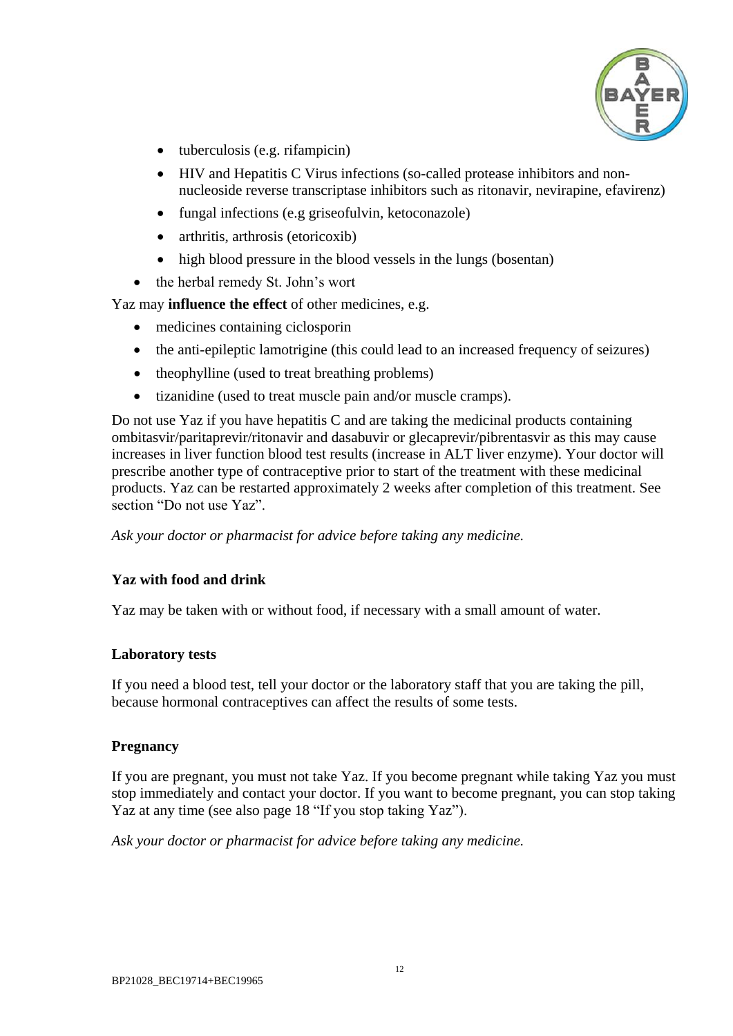- tuberculosis (e.g. rifampicin)
    - HIV and Hepatitis C Virus infections (so-called protease inhibitors and non-nucleoside reverse transcriptase inhibitors such as ritonavir, nevirapine, efavirenz)
    - fungal infections (e.g griseofulvin, ketoconazole)
    - arthritis, arthrosis (etoricoxib)
    - high blood pressure in the blood vessels in the lungs (bosentan)
- the herbal remedy St. John's wort

Yaz may **influence the effect** of other medicines, e.g.

- medicines containing ciclosporin
- the anti-epileptic lamotrigine (this could lead to an increased frequency of seizures)
- theophylline (used to treat breathing problems)
- tizanidine (used to treat muscle pain and/or muscle cramps).

Do not use Yaz if you have hepatitis C and are taking the medicinal products containing ombitasvir/paritaprevir/ritonavir and dasabuvir or glecaprevir/pibrentasvir as this may cause increases in liver function blood test results (increase in ALT liver enzyme). Your doctor will prescribe another type of contraceptive prior to start of the treatment with these medicinal products. Yaz can be restarted approximately 2 weeks after completion of this treatment. See section "Do not use Yaz".

*Ask your doctor or pharmacist for advice before taking any medicine.*

**Yaz with food and drink**

Yaz may be taken with or without food, if necessary with a small amount of water.

**Laboratory tests**

If you need a blood test, tell your doctor or the laboratory staff that you are taking the pill, because hormonal contraceptives can affect the results of some tests.

**Pregnancy**

If you are pregnant, you must not take Yaz. If you become pregnant while taking Yaz you must stop immediately and contact your doctor. If you want to become pregnant, you can stop taking Yaz at any time (see also page 18 "If you stop taking Yaz").

*Ask your doctor or pharmacist for advice before taking any medicine.*

BP21028_BEC19714+BEC19965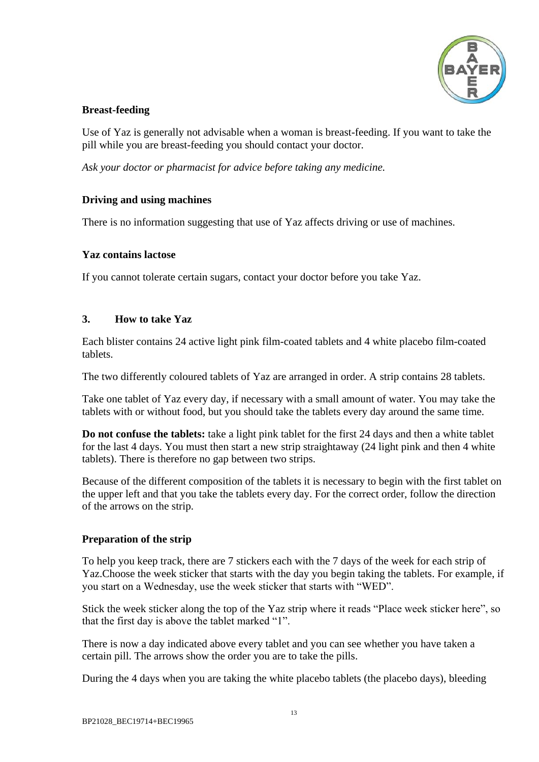### Breast-feeding

Use of Yaz is generally not advisable when a woman is breast-feeding. If you want to take the pill while you are breast-feeding you should contact your doctor.

*Ask your doctor or pharmacist for advice before taking any medicine.*

### Driving and using machines

There is no information suggesting that use of Yaz affects driving or use of machines.

### Yaz contains lactose

If you cannot tolerate certain sugars, contact your doctor before you take Yaz.

## 3. How to take Yaz

Each blister contains 24 active light pink film-coated tablets and 4 white placebo film-coated tablets.

The two differently coloured tablets of Yaz are arranged in order. A strip contains 28 tablets.

Take one tablet of Yaz every day, if necessary with a small amount of water. You may take the tablets with or without food, but you should take the tablets every day around the same time.

**Do not confuse the tablets:** take a light pink tablet for the first 24 days and then a white tablet for the last 4 days. You must then start a new strip straightaway (24 light pink and then 4 white tablets). There is therefore no gap between two strips.

Because of the different composition of the tablets it is necessary to begin with the first tablet on the upper left and that you take the tablets every day. For the correct order, follow the direction of the arrows on the strip.

### Preparation of the strip

To help you keep track, there are 7 stickers each with the 7 days of the week for each strip of Yaz.Choose the week sticker that starts with the day you begin taking the tablets. For example, if you start on a Wednesday, use the week sticker that starts with "WED".

Stick the week sticker along the top of the Yaz strip where it reads "Place week sticker here", so that the first day is above the tablet marked "1".

There is now a day indicated above every tablet and you can see whether you have taken a certain pill. The arrows show the order you are to take the pills.

During the 4 days when you are taking the white placebo tablets (the placebo days), bleeding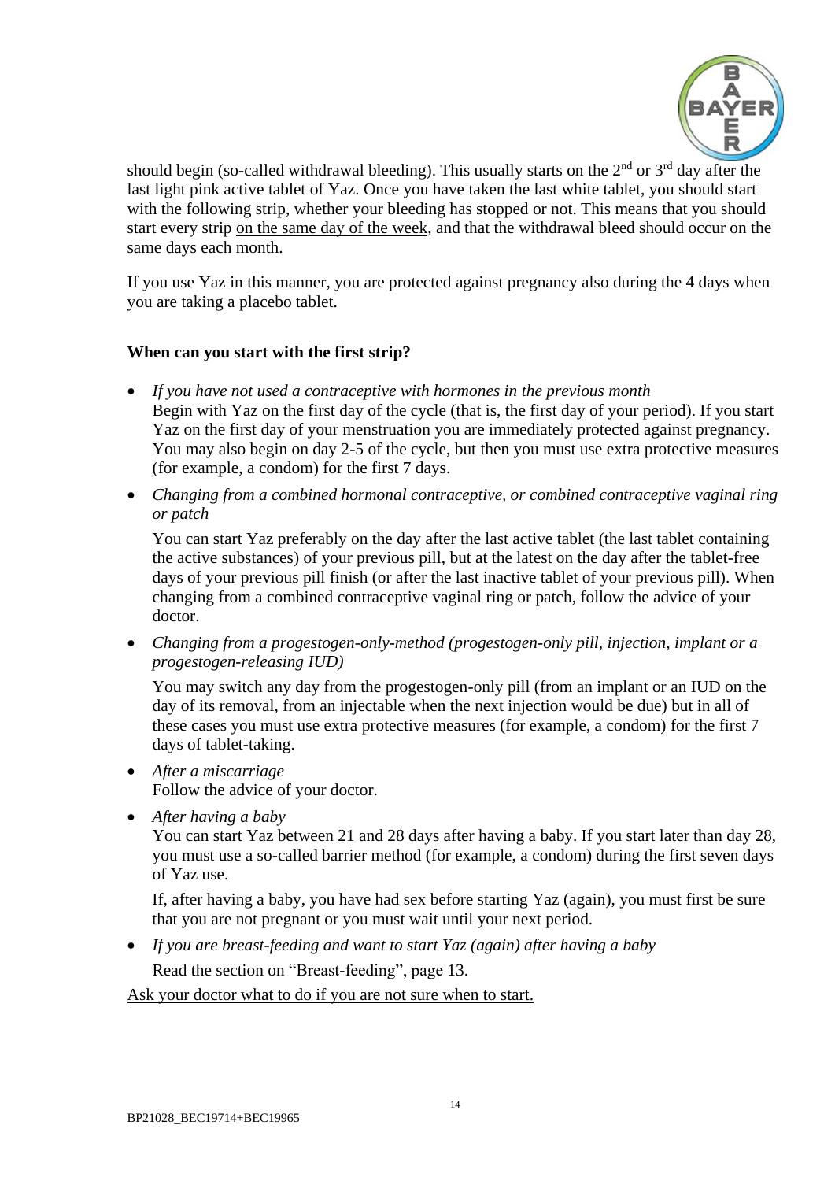should begin (so-called withdrawal bleeding). This usually starts on the 2nd or 3rd day after the last light pink active tablet of Yaz. Once you have taken the last white tablet, you should start with the following strip, whether your bleeding has stopped or not. This means that you should start every strip <u>on the same day of the week</u>, and that the withdrawal bleed should occur on the same days each month.

If you use Yaz in this manner, you are protected against pregnancy also during the 4 days when you are taking a placebo tablet.

**When can you start with the first strip?**

- *If you have not used a contraceptive with hormones in the previous month*
  Begin with Yaz on the first day of the cycle (that is, the first day of your period). If you start Yaz on the first day of your menstruation you are immediately protected against pregnancy. You may also begin on day 2-5 of the cycle, but then you must use extra protective measures (for example, a condom) for the first 7 days.

- *Changing from a combined hormonal contraceptive, or combined contraceptive vaginal ring or patch*

  You can start Yaz preferably on the day after the last active tablet (the last tablet containing the active substances) of your previous pill, but at the latest on the day after the tablet-free days of your previous pill finish (or after the last inactive tablet of your previous pill). When changing from a combined contraceptive vaginal ring or patch, follow the advice of your doctor.

- *Changing from a progestogen-only-method (progestogen-only pill, injection, implant or a progestogen-releasing IUD)*

  You may switch any day from the progestogen-only pill (from an implant or an IUD on the day of its removal, from an injectable when the next injection would be due) but in all of these cases you must use extra protective measures (for example, a condom) for the first 7 days of tablet-taking.

- *After a miscarriage*
  Follow the advice of your doctor.

- *After having a baby*
  You can start Yaz between 21 and 28 days after having a baby. If you start later than day 28, you must use a so-called barrier method (for example, a condom) during the first seven days of Yaz use.

  If, after having a baby, you have had sex before starting Yaz (again), you must first be sure that you are not pregnant or you must wait until your next period.

- *If you are breast-feeding and want to start Yaz (again) after having a baby*

  Read the section on "Breast-feeding", page 13.

<u>Ask your doctor what to do if you are not sure when to start.</u>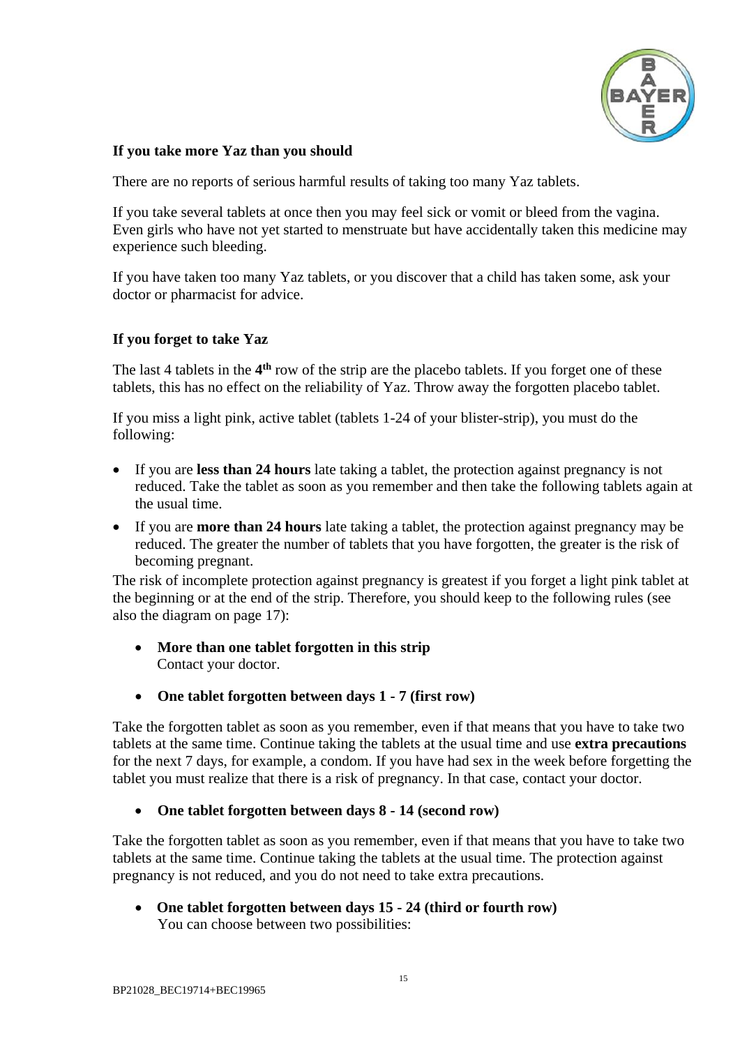**If you take more Yaz than you should**

There are no reports of serious harmful results of taking too many Yaz tablets.

If you take several tablets at once then you may feel sick or vomit or bleed from the vagina. Even girls who have not yet started to menstruate but have accidentally taken this medicine may experience such bleeding.

If you have taken too many Yaz tablets, or you discover that a child has taken some, ask your doctor or pharmacist for advice.

**If you forget to take Yaz**

The last 4 tablets in the **4th** row of the strip are the placebo tablets. If you forget one of these tablets, this has no effect on the reliability of Yaz. Throw away the forgotten placebo tablet.

If you miss a light pink, active tablet (tablets 1-24 of your blister-strip), you must do the following:

- If you are **less than 24 hours** late taking a tablet, the protection against pregnancy is not reduced. Take the tablet as soon as you remember and then take the following tablets again at the usual time.
- If you are **more than 24 hours** late taking a tablet, the protection against pregnancy may be reduced. The greater the number of tablets that you have forgotten, the greater is the risk of becoming pregnant.

The risk of incomplete protection against pregnancy is greatest if you forget a light pink tablet at the beginning or at the end of the strip. Therefore, you should keep to the following rules (see also the diagram on page 17):

- **More than one tablet forgotten in this strip**
  Contact your doctor.

- **One tablet forgotten between days 1 - 7 (first row)**

Take the forgotten tablet as soon as you remember, even if that means that you have to take two tablets at the same time. Continue taking the tablets at the usual time and use **extra precautions** for the next 7 days, for example, a condom. If you have had sex in the week before forgetting the tablet you must realize that there is a risk of pregnancy. In that case, contact your doctor.

- **One tablet forgotten between days 8 - 14 (second row)**

Take the forgotten tablet as soon as you remember, even if that means that you have to take two tablets at the same time. Continue taking the tablets at the usual time. The protection against pregnancy is not reduced, and you do not need to take extra precautions.

- **One tablet forgotten between days 15 - 24 (third or fourth row)**
  You can choose between two possibilities: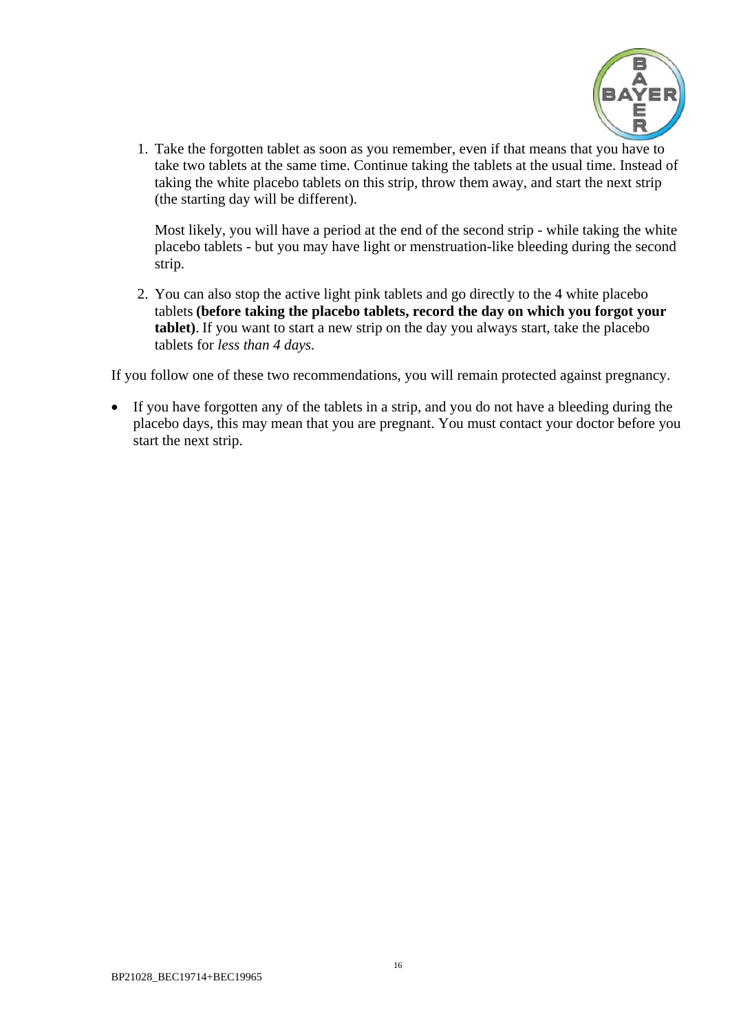1. Take the forgotten tablet as soon as you remember, even if that means that you have to take two tablets at the same time. Continue taking the tablets at the usual time. Instead of taking the white placebo tablets on this strip, throw them away, and start the next strip (the starting day will be different).

   Most likely, you will have a period at the end of the second strip - while taking the white placebo tablets - but you may have light or menstruation-like bleeding during the second strip.

2. You can also stop the active light pink tablets and go directly to the 4 white placebo tablets **(before taking the placebo tablets, record the day on which you forgot your tablet)**. If you want to start a new strip on the day you always start, take the placebo tablets for *less than 4 days.*

If you follow one of these two recommendations, you will remain protected against pregnancy.

- If you have forgotten any of the tablets in a strip, and you do not have a bleeding during the placebo days, this may mean that you are pregnant. You must contact your doctor before you start the next strip.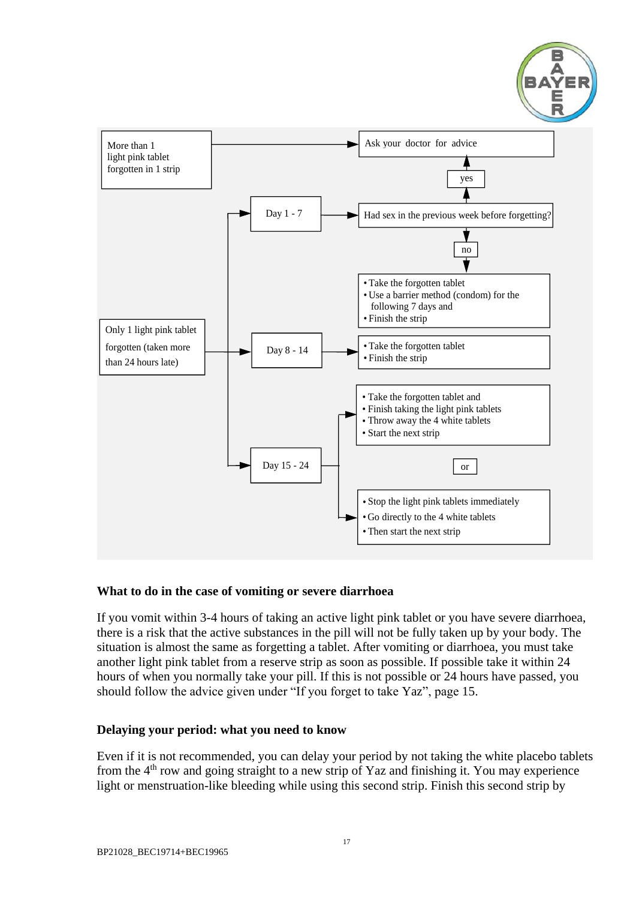More than 1 light pink tablet forgotten in 1 strip → Ask your doctor for advice

Only 1 light pink tablet forgotten (taken more than 24 hours late):

- **Day 1 - 7** → Had sex in the previous week before forgetting?
  - yes → Ask your doctor for advice
  - no →
    - Take the forgotten tablet
    - Use a barrier method (condom) for the following 7 days and
    - Finish the strip
- **Day 8 - 14** →
  - Take the forgotten tablet
  - Finish the strip
- **Day 15 - 24** →
  - Take the forgotten tablet and
  - Finish taking the light pink tablets
  - Throw away the 4 white tablets
  - Start the next strip

  or

  - Stop the light pink tablets immediately
  - Go directly to the 4 white tablets
  - Then start the next strip

### What to do in the case of vomiting or severe diarrhoea

If you vomit within 3-4 hours of taking an active light pink tablet or you have severe diarrhoea, there is a risk that the active substances in the pill will not be fully taken up by your body. The situation is almost the same as forgetting a tablet. After vomiting or diarrhoea, you must take another light pink tablet from a reserve strip as soon as possible. If possible take it within 24 hours of when you normally take your pill. If this is not possible or 24 hours have passed, you should follow the advice given under "If you forget to take Yaz", page 15.

### Delaying your period: what you need to know

Even if it is not recommended, you can delay your period by not taking the white placebo tablets from the 4th row and going straight to a new strip of Yaz and finishing it. You may experience light or menstruation-like bleeding while using this second strip. Finish this second strip by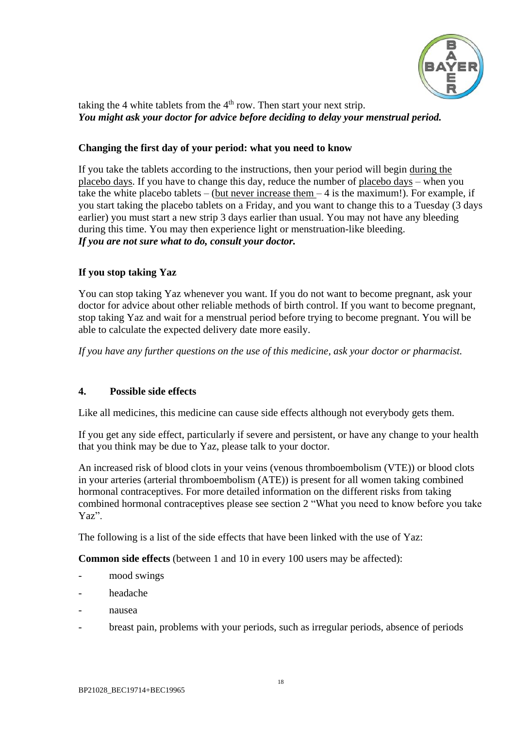taking the 4 white tablets from the 4th row. Then start your next strip.
***You might ask your doctor for advice before deciding to delay your menstrual period.***

**Changing the first day of your period: what you need to know**

If you take the tablets according to the instructions, then your period will begin during the placebo days. If you have to change this day, reduce the number of placebo days – when you take the white placebo tablets – (but never increase them – 4 is the maximum!). For example, if you start taking the placebo tablets on a Friday, and you want to change this to a Tuesday (3 days earlier) you must start a new strip 3 days earlier than usual. You may not have any bleeding during this time. You may then experience light or menstruation-like bleeding.
***If you are not sure what to do, consult your doctor.***

**If you stop taking Yaz**

You can stop taking Yaz whenever you want. If you do not want to become pregnant, ask your doctor for advice about other reliable methods of birth control. If you want to become pregnant, stop taking Yaz and wait for a menstrual period before trying to become pregnant. You will be able to calculate the expected delivery date more easily.

*If you have any further questions on the use of this medicine, ask your doctor or pharmacist.*

## 4. Possible side effects

Like all medicines, this medicine can cause side effects although not everybody gets them.

If you get any side effect, particularly if severe and persistent, or have any change to your health that you think may be due to Yaz, please talk to your doctor.

An increased risk of blood clots in your veins (venous thromboembolism (VTE)) or blood clots in your arteries (arterial thromboembolism (ATE)) is present for all women taking combined hormonal contraceptives. For more detailed information on the different risks from taking combined hormonal contraceptives please see section 2 "What you need to know before you take Yaz".

The following is a list of the side effects that have been linked with the use of Yaz:

**Common side effects** (between 1 and 10 in every 100 users may be affected):

- mood swings
- headache
- nausea
- breast pain, problems with your periods, such as irregular periods, absence of periods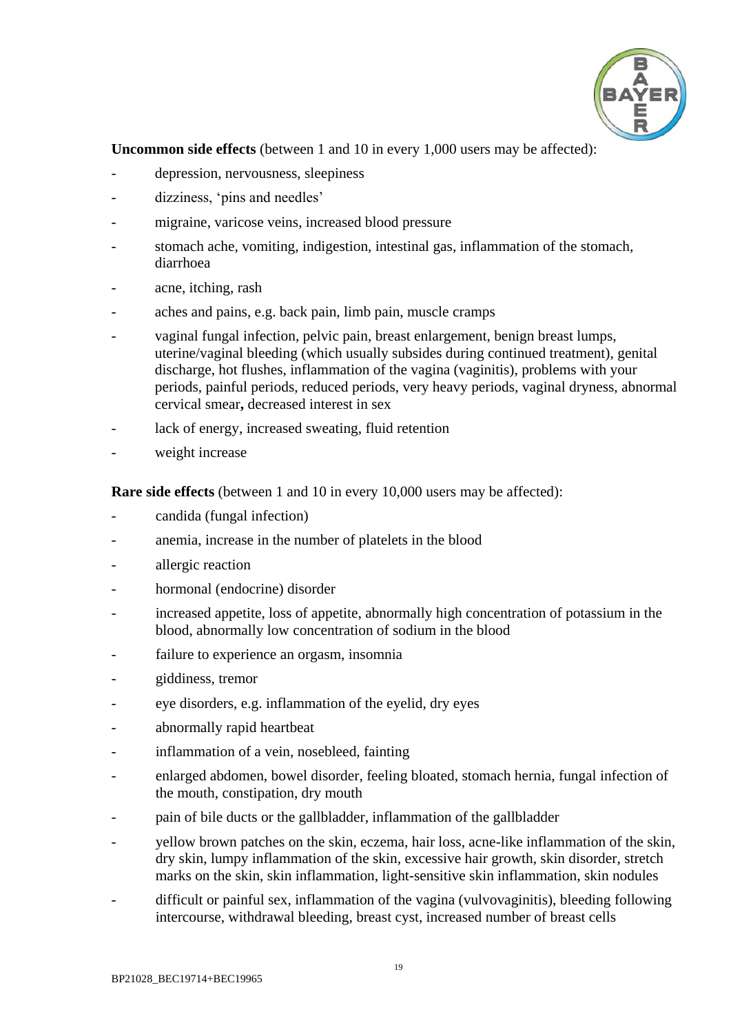**Uncommon side effects** (between 1 and 10 in every 1,000 users may be affected):

- depression, nervousness, sleepiness
- dizziness, 'pins and needles'
- migraine, varicose veins, increased blood pressure
- stomach ache, vomiting, indigestion, intestinal gas, inflammation of the stomach, diarrhoea
- acne, itching, rash
- aches and pains, e.g. back pain, limb pain, muscle cramps
- vaginal fungal infection, pelvic pain, breast enlargement, benign breast lumps, uterine/vaginal bleeding (which usually subsides during continued treatment), genital discharge, hot flushes, inflammation of the vagina (vaginitis), problems with your periods, painful periods, reduced periods, very heavy periods, vaginal dryness, abnormal cervical smear**,** decreased interest in sex
- lack of energy, increased sweating, fluid retention
- weight increase

**Rare side effects** (between 1 and 10 in every 10,000 users may be affected):

- candida (fungal infection)
- anemia, increase in the number of platelets in the blood
- allergic reaction
- hormonal (endocrine) disorder
- increased appetite, loss of appetite, abnormally high concentration of potassium in the blood, abnormally low concentration of sodium in the blood
- failure to experience an orgasm, insomnia
- giddiness, tremor
- eye disorders, e.g. inflammation of the eyelid, dry eyes
- abnormally rapid heartbeat
- inflammation of a vein, nosebleed, fainting
- enlarged abdomen, bowel disorder, feeling bloated, stomach hernia, fungal infection of the mouth, constipation, dry mouth
- pain of bile ducts or the gallbladder, inflammation of the gallbladder
- yellow brown patches on the skin, eczema, hair loss, acne-like inflammation of the skin, dry skin, lumpy inflammation of the skin, excessive hair growth, skin disorder, stretch marks on the skin, skin inflammation, light-sensitive skin inflammation, skin nodules
- difficult or painful sex, inflammation of the vagina (vulvovaginitis), bleeding following intercourse, withdrawal bleeding, breast cyst, increased number of breast cells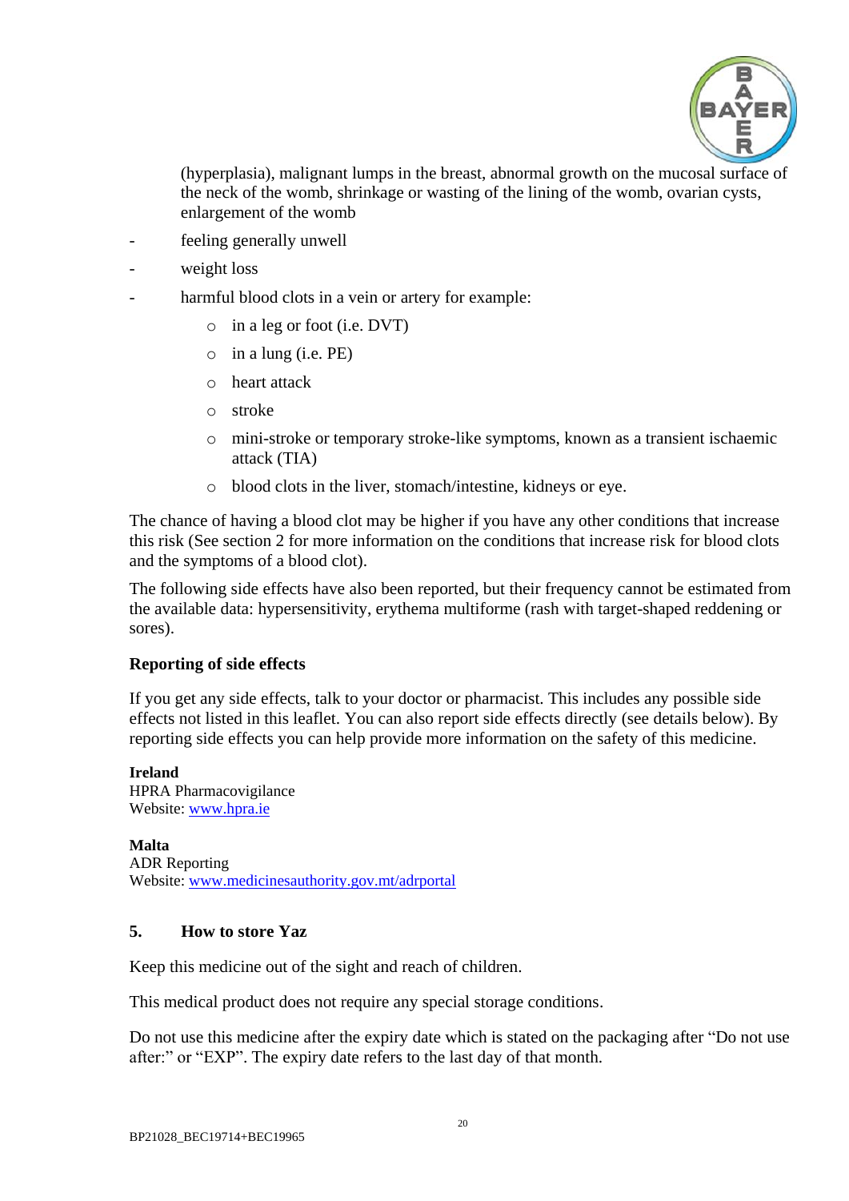(hyperplasia), malignant lumps in the breast, abnormal growth on the mucosal surface of the neck of the womb, shrinkage or wasting of the lining of the womb, ovarian cysts, enlargement of the womb

- feeling generally unwell
- weight loss
- harmful blood clots in a vein or artery for example:
  - in a leg or foot (i.e. DVT)
  - in a lung (i.e. PE)
  - heart attack
  - stroke
  - mini-stroke or temporary stroke-like symptoms, known as a transient ischaemic attack (TIA)
  - blood clots in the liver, stomach/intestine, kidneys or eye.

The chance of having a blood clot may be higher if you have any other conditions that increase this risk (See section 2 for more information on the conditions that increase risk for blood clots and the symptoms of a blood clot).

The following side effects have also been reported, but their frequency cannot be estimated from the available data: hypersensitivity, erythema multiforme (rash with target-shaped reddening or sores).

**Reporting of side effects**

If you get any side effects, talk to your doctor or pharmacist. This includes any possible side effects not listed in this leaflet. You can also report side effects directly (see details below). By reporting side effects you can help provide more information on the safety of this medicine.

**Ireland**
HPRA Pharmacovigilance
Website: www.hpra.ie

**Malta**
ADR Reporting
Website: www.medicinesauthority.gov.mt/adrportal

## 5. How to store Yaz

Keep this medicine out of the sight and reach of children.

This medical product does not require any special storage conditions.

Do not use this medicine after the expiry date which is stated on the packaging after "Do not use after:" or "EXP". The expiry date refers to the last day of that month.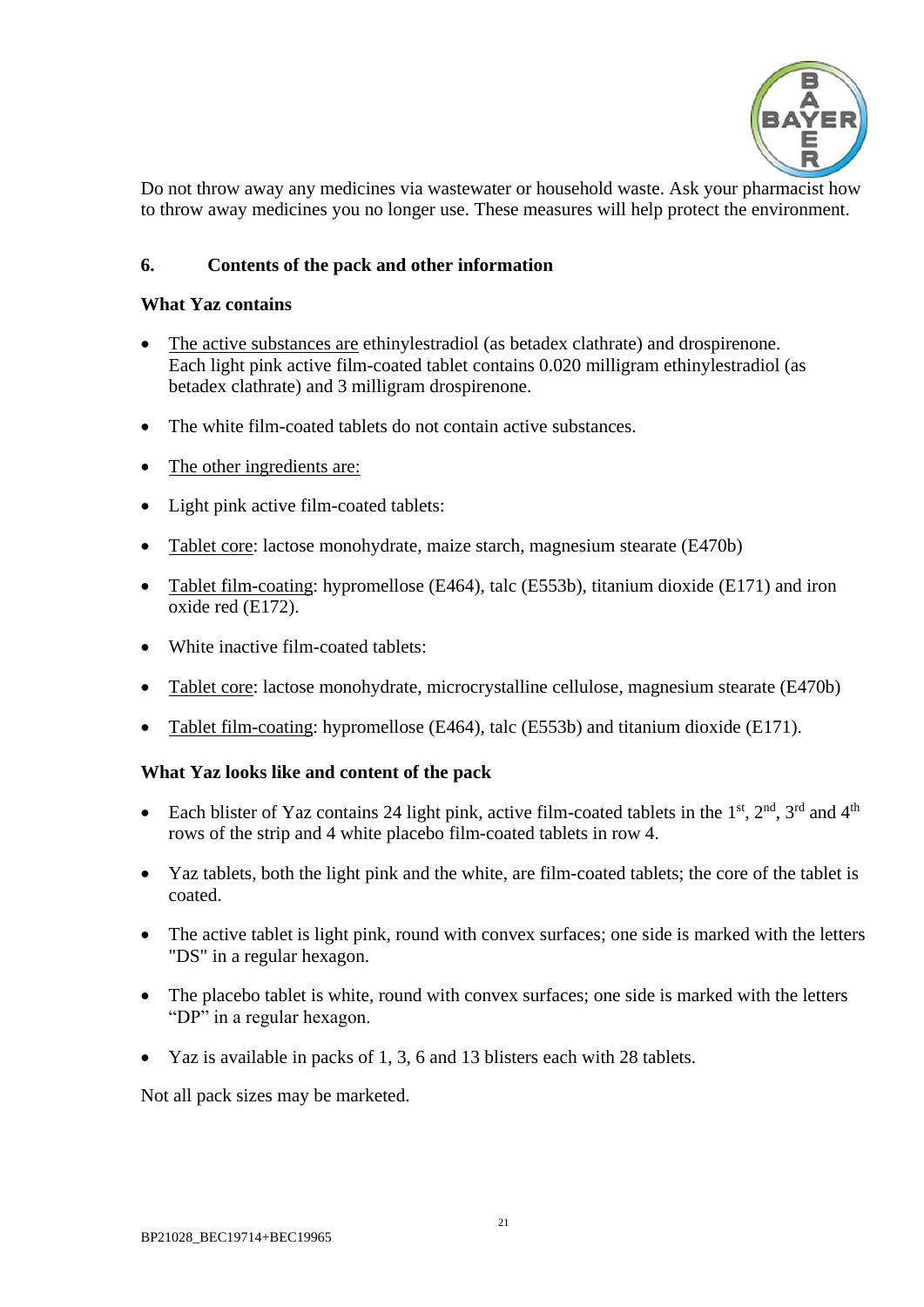Do not throw away any medicines via wastewater or household waste. Ask your pharmacist how to throw away medicines you no longer use. These measures will help protect the environment.

## 6. Contents of the pack and other information

### What Yaz contains

- The active substances are ethinylestradiol (as betadex clathrate) and drospirenone. Each light pink active film-coated tablet contains 0.020 milligram ethinylestradiol (as betadex clathrate) and 3 milligram drospirenone.
- The white film-coated tablets do not contain active substances.
- The other ingredients are:
- Light pink active film-coated tablets:
- Tablet core: lactose monohydrate, maize starch, magnesium stearate (E470b)
- Tablet film-coating: hypromellose (E464), talc (E553b), titanium dioxide (E171) and iron oxide red (E172).
- White inactive film-coated tablets:
- Tablet core: lactose monohydrate, microcrystalline cellulose, magnesium stearate (E470b)
- Tablet film-coating: hypromellose (E464), talc (E553b) and titanium dioxide (E171).

### What Yaz looks like and content of the pack

- Each blister of Yaz contains 24 light pink, active film-coated tablets in the 1st, 2nd, 3rd and 4th rows of the strip and 4 white placebo film-coated tablets in row 4.
- Yaz tablets, both the light pink and the white, are film-coated tablets; the core of the tablet is coated.
- The active tablet is light pink, round with convex surfaces; one side is marked with the letters "DS" in a regular hexagon.
- The placebo tablet is white, round with convex surfaces; one side is marked with the letters "DP" in a regular hexagon.
- Yaz is available in packs of 1, 3, 6 and 13 blisters each with 28 tablets.

Not all pack sizes may be marketed.

BP21028_BEC19714+BEC19965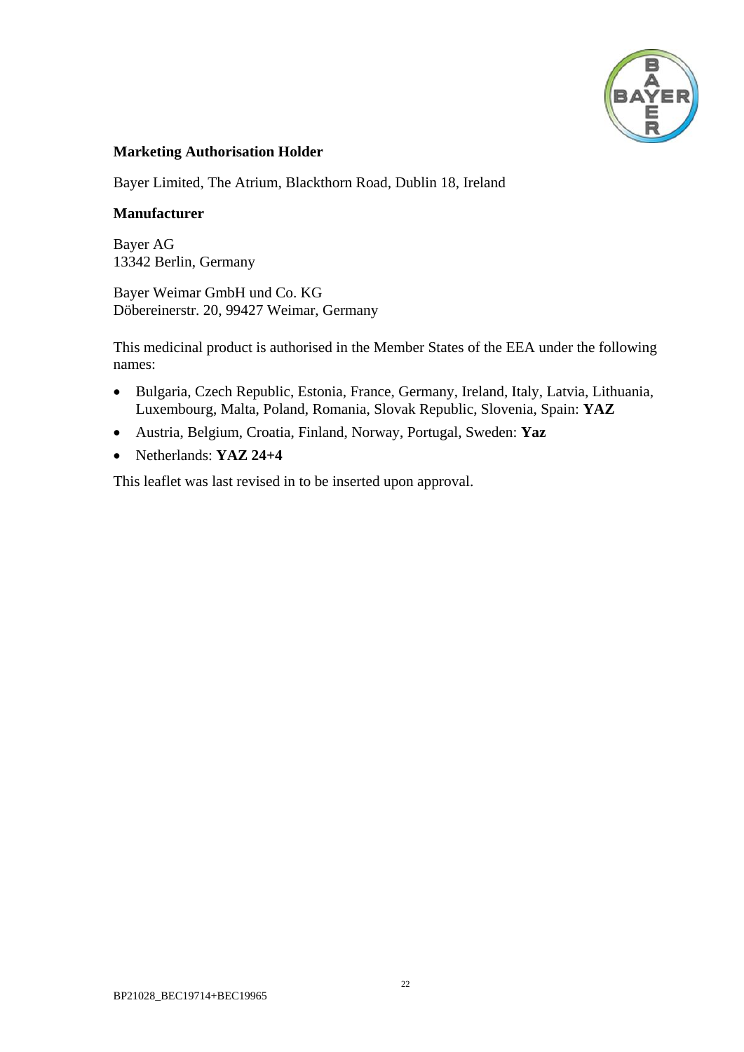**Marketing Authorisation Holder**

Bayer Limited, The Atrium, Blackthorn Road, Dublin 18, Ireland

**Manufacturer**

Bayer AG
13342 Berlin, Germany

Bayer Weimar GmbH und Co. KG
Döbereinerstr. 20, 99427 Weimar, Germany

This medicinal product is authorised in the Member States of the EEA under the following names:

- Bulgaria, Czech Republic, Estonia, France, Germany, Ireland, Italy, Latvia, Lithuania, Luxembourg, Malta, Poland, Romania, Slovak Republic, Slovenia, Spain: **YAZ**
- Austria, Belgium, Croatia, Finland, Norway, Portugal, Sweden: **Yaz**
- Netherlands: **YAZ 24+4**

This leaflet was last revised in to be inserted upon approval.

BP21028_BEC19714+BEC19965